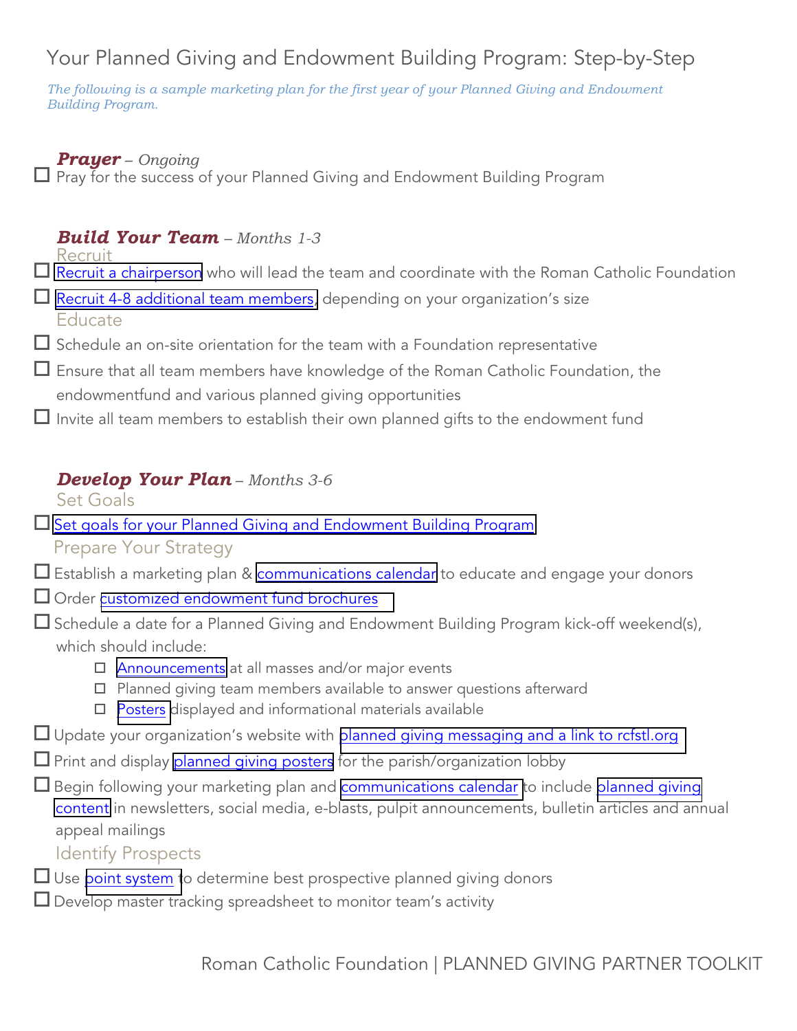# Your Planned Giving and Endowment Building Program: Step-by-Step

*The following is a sample marketing plan for the first year of your Planned Giving and Endowment Building Program.*

## ***Prayer*** *– Ongoing*

- ☐ Pray for the success of your Planned Giving and Endowment Building Program

## ***Build Your Team*** *– Months 1-3*

### Recruit

- ☐ Recruit a chairperson who will lead the team and coordinate with the Roman Catholic Foundation
- ☐ Recruit 4-8 additional team members, depending on your organization's size

### Educate

- ☐ Schedule an on-site orientation for the team with a Foundation representative
- ☐ Ensure that all team members have knowledge of the Roman Catholic Foundation, the endowmentfund and various planned giving opportunities
- ☐ Invite all team members to establish their own planned gifts to the endowment fund

## ***Develop Your Plan*** *– Months 3-6*

### Set Goals

- ☐ Set goals for your Planned Giving and Endowment Building Program

### Prepare Your Strategy

- ☐ Establish a marketing plan & communications calendar to educate and engage your donors
- ☐ Order customized endowment fund brochures
- ☐ Schedule a date for a Planned Giving and Endowment Building Program kick-off weekend(s), which should include:
  - ☐ Announcements at all masses and/or major events
  - ☐ Planned giving team members available to answer questions afterward
  - ☐ Posters displayed and informational materials available
- ☐ Update your organization's website with planned giving messaging and a link to rcfstl.org
- ☐ Print and display planned giving posters for the parish/organization lobby
- ☐ Begin following your marketing plan and communications calendar to include planned giving content in newsletters, social media, e-blasts, pulpit announcements, bulletin articles and annual appeal mailings

### Identify Prospects

- ☐ Use point system to determine best prospective planned giving donors
- ☐ Develop master tracking spreadsheet to monitor team's activity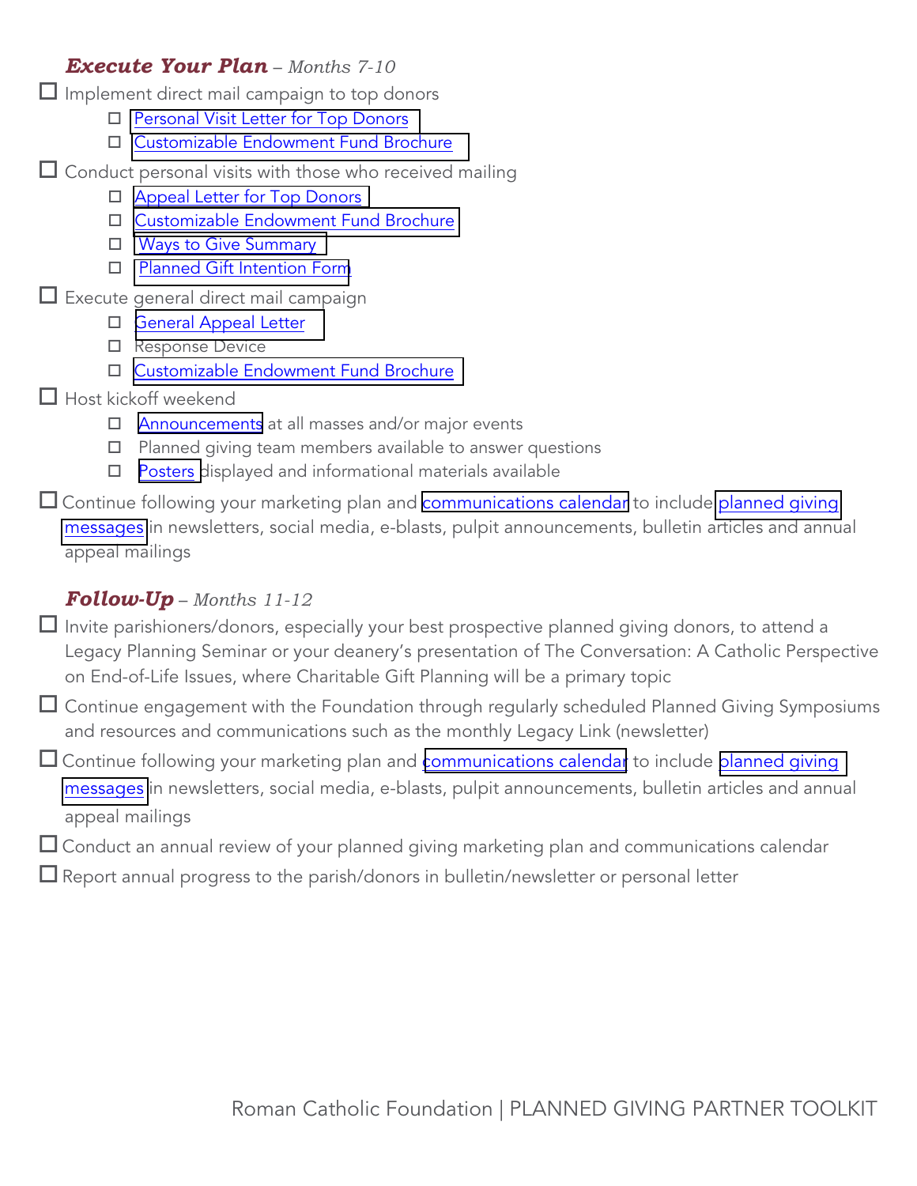### ***Execute Your Plan*** – *Months 7-10*

- ☐ Implement direct mail campaign to top donors
  - ☐ Personal Visit Letter for Top Donors
  - ☐ Customizable Endowment Fund Brochure
- ☐ Conduct personal visits with those who received mailing
  - ☐ Appeal Letter for Top Donors
  - ☐ Customizable Endowment Fund Brochure
  - ☐ Ways to Give Summary
  - ☐ Planned Gift Intention Form
- ☐ Execute general direct mail campaign
  - ☐ General Appeal Letter
  - ☐ Response Device
  - ☐ Customizable Endowment Fund Brochure
- ☐ Host kickoff weekend
  - ☐ Announcements at all masses and/or major events
  - ☐ Planned giving team members available to answer questions
  - ☐ Posters displayed and informational materials available
- ☐ Continue following your marketing plan and communications calendar to include planned giving messages in newsletters, social media, e-blasts, pulpit announcements, bulletin articles and annual appeal mailings

### ***Follow-Up*** – *Months 11-12*

- ☐ Invite parishioners/donors, especially your best prospective planned giving donors, to attend a Legacy Planning Seminar or your deanery's presentation of The Conversation: A Catholic Perspective on End-of-Life Issues, where Charitable Gift Planning will be a primary topic
- ☐ Continue engagement with the Foundation through regularly scheduled Planned Giving Symposiums and resources and communications such as the monthly Legacy Link (newsletter)
- ☐ Continue following your marketing plan and communications calendar to include planned giving messages in newsletters, social media, e-blasts, pulpit announcements, bulletin articles and annual appeal mailings
- ☐ Conduct an annual review of your planned giving marketing plan and communications calendar
- ☐ Report annual progress to the parish/donors in bulletin/newsletter or personal letter